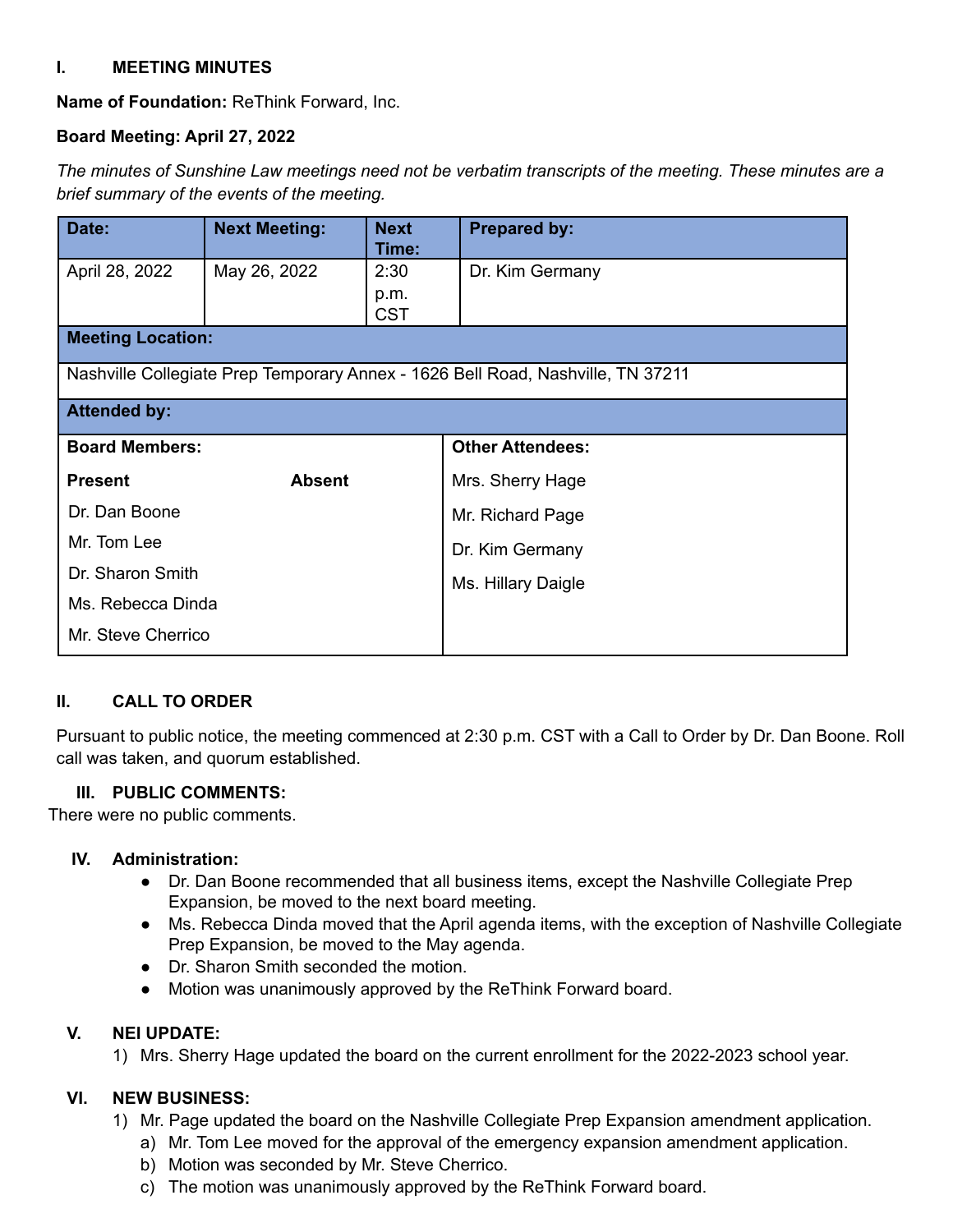## I. MEETING MINUTES

**Name of Foundation:** ReThink Forward, Inc.

**Board Meeting: April 27, 2022**

*The minutes of Sunshine Law meetings need not be verbatim transcripts of the meeting. These minutes are a brief summary of the events of the meeting.*

| Date: | Next Meeting: | Next Time: | Prepared by: |
|---|---|---|---|
| April 28, 2022 | May 26, 2022 | 2:30 p.m. CST | Dr. Kim Germany |

**Meeting Location:**

Nashville Collegiate Prep Temporary Annex - 1626 Bell Road, Nashville, TN 37211

**Attended by:**

| Board Members: Present | Board Members: Absent | Other Attendees: |
|---|---|---|
| Dr. Dan Boone | | Mrs. Sherry Hage |
| Mr. Tom Lee | | Mr. Richard Page |
| Dr. Sharon Smith | | Dr. Kim Germany |
| Ms. Rebecca Dinda | | Ms. Hillary Daigle |
| Mr. Steve Cherrico | | |

## II. CALL TO ORDER

Pursuant to public notice, the meeting commenced at 2:30 p.m. CST with a Call to Order by Dr. Dan Boone. Roll call was taken, and quorum established.

## III. PUBLIC COMMENTS:

There were no public comments.

## IV. Administration:

- Dr. Dan Boone recommended that all business items, except the Nashville Collegiate Prep Expansion, be moved to the next board meeting.
- Ms. Rebecca Dinda moved that the April agenda items, with the exception of Nashville Collegiate Prep Expansion, be moved to the May agenda.
- Dr. Sharon Smith seconded the motion.
- Motion was unanimously approved by the ReThink Forward board.

## V. NEI UPDATE:

1) Mrs. Sherry Hage updated the board on the current enrollment for the 2022-2023 school year.

## VI. NEW BUSINESS:

1) Mr. Page updated the board on the Nashville Collegiate Prep Expansion amendment application.
   a) Mr. Tom Lee moved for the approval of the emergency expansion amendment application.
   b) Motion was seconded by Mr. Steve Cherrico.
   c) The motion was unanimously approved by the ReThink Forward board.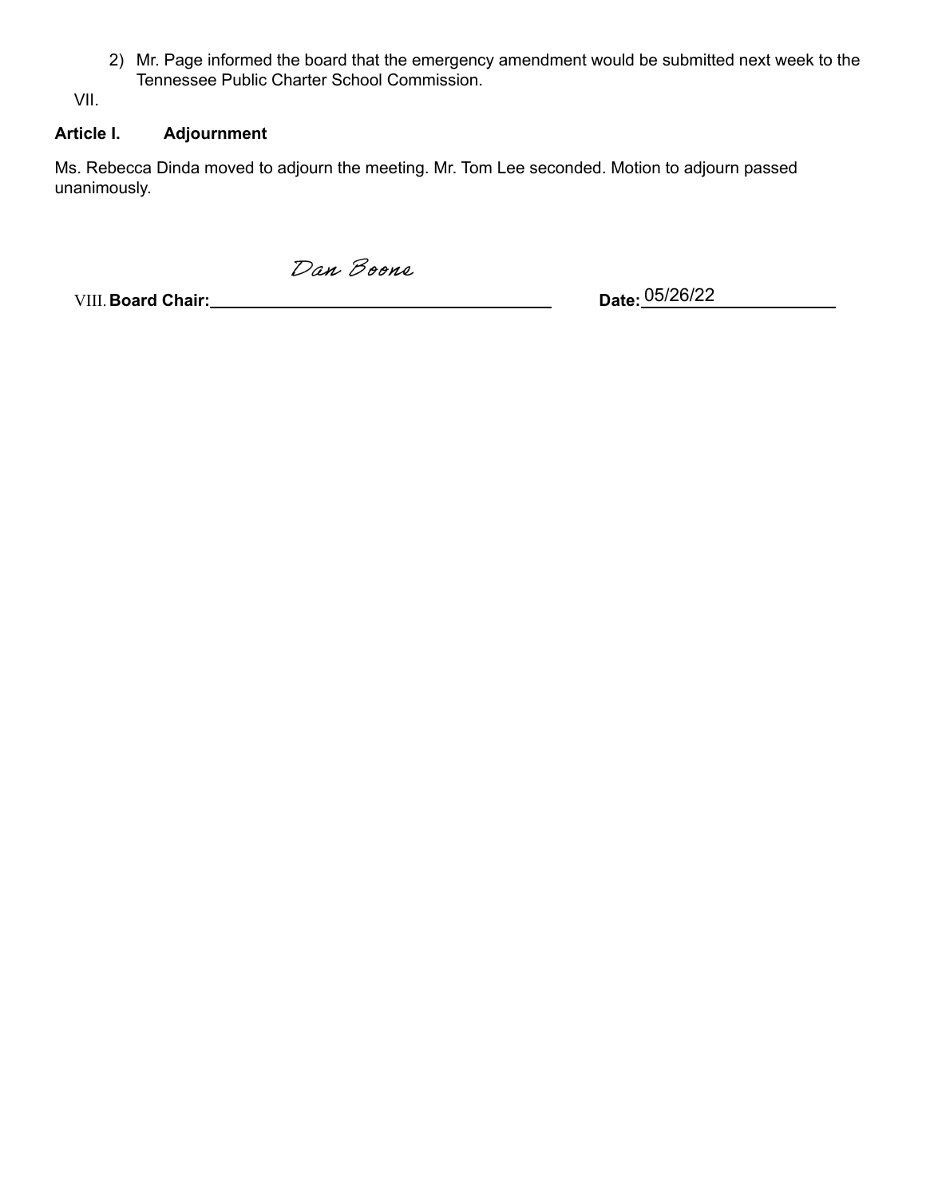2) Mr. Page informed the board that the emergency amendment would be submitted next week to the Tennessee Public Charter School Commission.

VII.

## Article I. Adjournment

Ms. Rebecca Dinda moved to adjourn the meeting. Mr. Tom Lee seconded. Motion to adjourn passed unanimously.

VIII. **Board Chair:** Dan Boone **Date:** 05/26/22